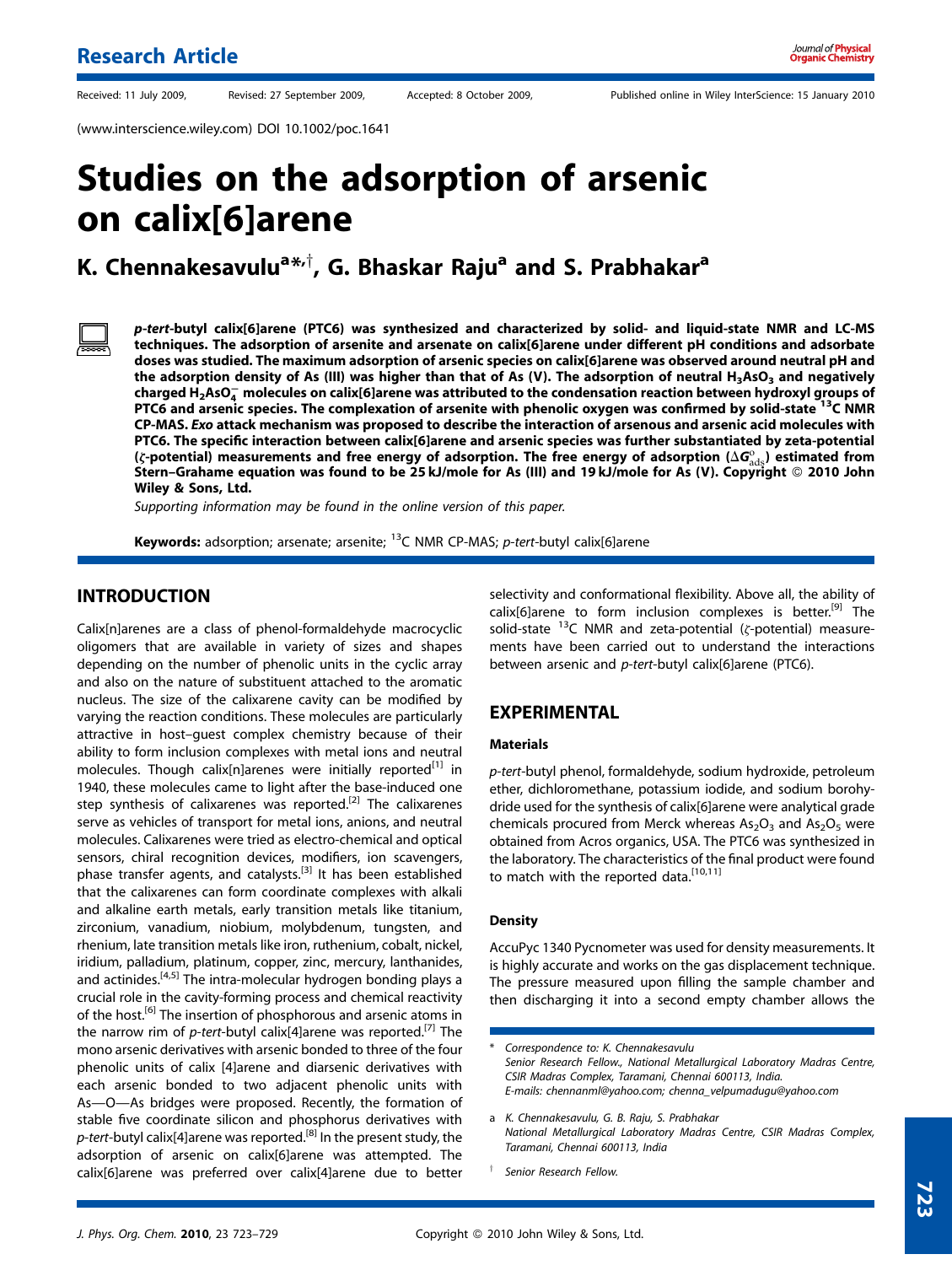Research Article

Received: 11 July 2009, Revised: 27 September 2009, Accepted: 8 October 2009, Published online in Wiley InterScience: 15 January 2010

(www.interscience.wiley.com) DOI 10.1002/poc.1641

# Studies on the adsorption of arsenic on calix[6]arene

**K. Chennakesavulu[a*,†], G. Bhaskar Raju[a] and S. Prabhakar[a]**

***p-tert*-butyl calix[6]arene (PTC6) was synthesized and characterized by solid- and liquid-state NMR and LC-MS techniques. The adsorption of arsenite and arsenate on calix[6]arene under different pH conditions and adsorbate doses was studied. The maximum adsorption of arsenic species on calix[6]arene was observed around neutral pH and the adsorption density of As (III) was higher than that of As (V). The adsorption of neutral $H_3AsO_3$ and negatively charged $H_2AsO_4^-$ molecules on calix[6]arene was attributed to the condensation reaction between hydroxyl groups of PTC6 and arsenic species. The complexation of arsenite with phenolic oxygen was confirmed by solid-state $^{13}$C NMR CP-MAS. *Exo* attack mechanism was proposed to describe the interaction of arsenous and arsenic acid molecules with PTC6. The specific interaction between calix[6]arene and arsenic species was further substantiated by zeta-potential ($\zeta$-potential) measurements and free energy of adsorption. The free energy of adsorption ($\Delta G^{o}_{ads}$) estimated from Stern–Grahame equation was found to be 25 kJ/mole for As (III) and 19 kJ/mole for As (V). Copyright © 2010 John Wiley & Sons, Ltd.**

*Supporting information may be found in the online version of this paper.*

**Keywords:** adsorption; arsenate; arsenite; $^{13}$C NMR CP-MAS; *p-tert*-butyl calix[6]arene

## INTRODUCTION

Calix[n]arenes are a class of phenol-formaldehyde macrocyclic oligomers that are available in variety of sizes and shapes depending on the number of phenolic units in the cyclic array and also on the nature of substituent attached to the aromatic nucleus. The size of the calixarene cavity can be modified by varying the reaction conditions. These molecules are particularly attractive in host–guest complex chemistry because of their ability to form inclusion complexes with metal ions and neutral molecules. Though calix[n]arenes were initially reported[1] in 1940, these molecules came to light after the base-induced one step synthesis of calixarenes was reported.[2] The calixarenes serve as vehicles of transport for metal ions, anions, and neutral molecules. Calixarenes were tried as electro-chemical and optical sensors, chiral recognition devices, modifiers, ion scavengers, phase transfer agents, and catalysts.[3] It has been established that the calixarenes can form coordinate complexes with alkali and alkaline earth metals, early transition metals like titanium, zirconium, vanadium, niobium, molybdenum, tungsten, and rhenium, late transition metals like iron, ruthenium, cobalt, nickel, iridium, palladium, platinum, copper, zinc, mercury, lanthanides, and actinides.[4,5] The intra-molecular hydrogen bonding plays a crucial role in the cavity-forming process and chemical reactivity of the host.[6] The insertion of phosphorous and arsenic atoms in the narrow rim of *p-tert*-butyl calix[4]arene was reported.[7] The mono arsenic derivatives with arsenic bonded to three of the four phenolic units of calix [4]arene and diarsenic derivatives with each arsenic bonded to two adjacent phenolic units with As—O—As bridges were proposed. Recently, the formation of stable five coordinate silicon and phosphorus derivatives with *p-tert*-butyl calix[4]arene was reported.[8] In the present study, the adsorption of arsenic on calix[6]arene was attempted. The calix[6]arene was preferred over calix[4]arene due to better selectivity and conformational flexibility. Above all, the ability of calix[6]arene to form inclusion complexes is better.[9] The solid-state $^{13}$C NMR and zeta-potential ($\zeta$-potential) measurements have been carried out to understand the interactions between arsenic and *p-tert*-butyl calix[6]arene (PTC6).

## EXPERIMENTAL

### Materials

*p-tert*-butyl phenol, formaldehyde, sodium hydroxide, petroleum ether, dichloromethane, potassium iodide, and sodium borohydride used for the synthesis of calix[6]arene were analytical grade chemicals procured from Merck whereas $As_2O_3$ and $As_2O_5$ were obtained from Acros organics, USA. The PTC6 was synthesized in the laboratory. The characteristics of the final product were found to match with the reported data.[10,11]

### Density

AccuPyc 1340 Pycnometer was used for density measurements. It is highly accurate and works on the gas displacement technique. The pressure measured upon filling the sample chamber and then discharging it into a second empty chamber allows the

\* Correspondence to: K. Chennakesavulu, Senior Research Fellow., National Metallurgical Laboratory Madras Centre, CSIR Madras Complex, Taramani, Chennai 600113, India. E-mails: chennanml@yahoo.com; chenna_velpumadugu@yahoo.com

a K. Chennakesavulu, G. B. Raju, S. Prabhakar, National Metallurgical Laboratory Madras Centre, CSIR Madras Complex, Taramani, Chennai 600113, India

† Senior Research Fellow.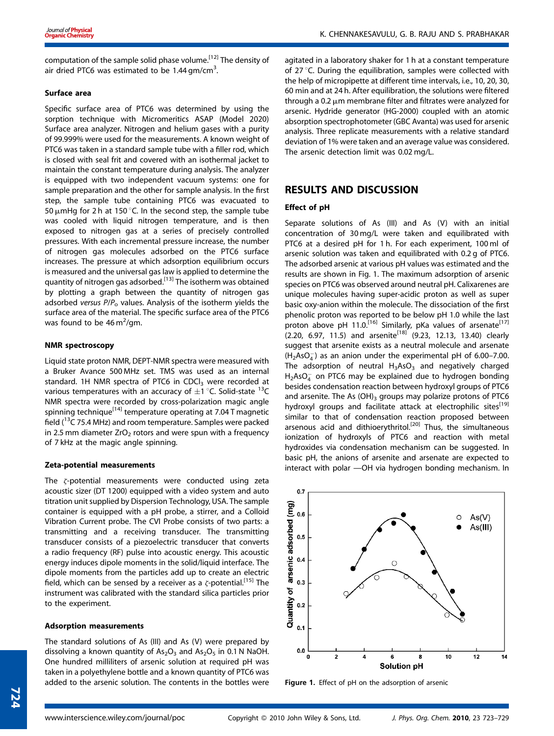computation of the sample solid phase volume.[12] The density of air dried PTC6 was estimated to be 1.44 gm/cm$^3$.

#### Surface area

Specific surface area of PTC6 was determined by using the sorption technique with Micromeritics ASAP (Model 2020) Surface area analyzer. Nitrogen and helium gases with a purity of 99.999% were used for the measurements. A known weight of PTC6 was taken in a standard sample tube with a filler rod, which is closed with seal frit and covered with an isothermal jacket to maintain the constant temperature during analysis. The analyzer is equipped with two independent vacuum systems: one for sample preparation and the other for sample analysis. In the first step, the sample tube containing PTC6 was evacuated to 50 μmHg for 2 h at 150 °C. In the second step, the sample tube was cooled with liquid nitrogen temperature, and is then exposed to nitrogen gas at a series of precisely controlled pressures. With each incremental pressure increase, the number of nitrogen gas molecules adsorbed on the PTC6 surface increases. The pressure at which adsorption equilibrium occurs is measured and the universal gas law is applied to determine the quantity of nitrogen gas adsorbed.[13] The isotherm was obtained by plotting a graph between the quantity of nitrogen gas adsorbed *versus* $P/P_o$ values. Analysis of the isotherm yields the surface area of the material. The specific surface area of PTC6 was found to be 46 m$^2$/gm.

#### NMR spectroscopy

Liquid state proton NMR, DEPT-NMR spectra were measured with a Bruker Avance 500 MHz set. TMS was used as an internal standard. 1H NMR spectra of PTC6 in $CDCl_3$ were recorded at various temperatures with an accuracy of ±1 °C. Solid-state $^{13}C$ NMR spectra were recorded by cross-polarization magic angle spinning technique[14] temperature operating at 7.04 T magnetic field ($^{13}C$ 75.4 MHz) and room temperature. Samples were packed in 2.5 mm diameter $ZrO_2$ rotors and were spun with a frequency of 7 kHz at the magic angle spinning.

#### Zeta-potential measurements

The ζ-potential measurements were conducted using zeta acoustic sizer (DT 1200) equipped with a video system and auto titration unit supplied by Dispersion Technology, USA. The sample container is equipped with a pH probe, a stirrer, and a Colloid Vibration Current probe. The CVI Probe consists of two parts: a transmitting and a receiving transducer. The transmitting transducer consists of a piezoelectric transducer that converts a radio frequency (RF) pulse into acoustic energy. This acoustic energy induces dipole moments in the solid/liquid interface. The dipole moments from the particles add up to create an electric field, which can be sensed by a receiver as a ζ-potential.[15] The instrument was calibrated with the standard silica particles prior to the experiment.

#### Adsorption measurements

The standard solutions of As (III) and As (V) were prepared by dissolving a known quantity of $As_2O_3$ and $As_2O_5$ in 0.1 N NaOH. One hundred milliliters of arsenic solution at required pH was taken in a polyethylene bottle and a known quantity of PTC6 was added to the arsenic solution. The contents in the bottles were agitated in a laboratory shaker for 1 h at a constant temperature of 27 °C. During the equilibration, samples were collected with the help of micropipette at different time intervals, i.e., 10, 20, 30, 60 min and at 24 h. After equilibration, the solutions were filtered through a 0.2 μm membrane filter and filtrates were analyzed for arsenic. Hydride generator (HG-2000) coupled with an atomic absorption spectrophotometer (GBC Avanta) was used for arsenic analysis. Three replicate measurements with a relative standard deviation of 1% were taken and an average value was considered. The arsenic detection limit was 0.02 mg/L.

## RESULTS AND DISCUSSION

#### Effect of pH

Separate solutions of As (III) and As (V) with an initial concentration of 30 mg/L were taken and equilibrated with PTC6 at a desired pH for 1 h. For each experiment, 100 ml of arsenic solution was taken and equilibrated with 0.2 g of PTC6. The adsorbed arsenic at various pH values was estimated and the results are shown in Fig. 1. The maximum adsorption of arsenic species on PTC6 was observed around neutral pH. Calixarenes are unique molecules having super-acidic proton as well as super basic oxy-anion within the molecule. The dissociation of the first phenolic proton was reported to be below pH 1.0 while the last proton above pH 11.0.[16] Similarly, pKa values of arsenate[17] (2.20, 6.97, 11.5) and arsenite[18] (9.23, 12.13, 13.40) clearly suggest that arsenite exists as a neutral molecule and arsenate ($H_2AsO_4^-$) as an anion under the experimental pH of 6.00–7.00. The adsorption of neutral $H_3AsO_3$ and negatively charged $H_2AsO_4^-$ on PTC6 may be explained due to hydrogen bonding besides condensation reaction between hydroxyl groups of PTC6 and arsenite. The As $(OH)_3$ groups may polarize protons of PTC6 hydroxyl groups and facilitate attack at electrophilic sites[19] similar to that of condensation reaction proposed between arsenous acid and dithioerythritol.[20] Thus, the simultaneous ionization of hydroxyls of PTC6 and reaction with metal hydroxides via condensation mechanism can be suggested. In basic pH, the anions of arsenite and arsenate are expected to interact with polar —OH via hydrogen bonding mechanism. In

**Figure 1.** Effect of pH on the adsorption of arsenic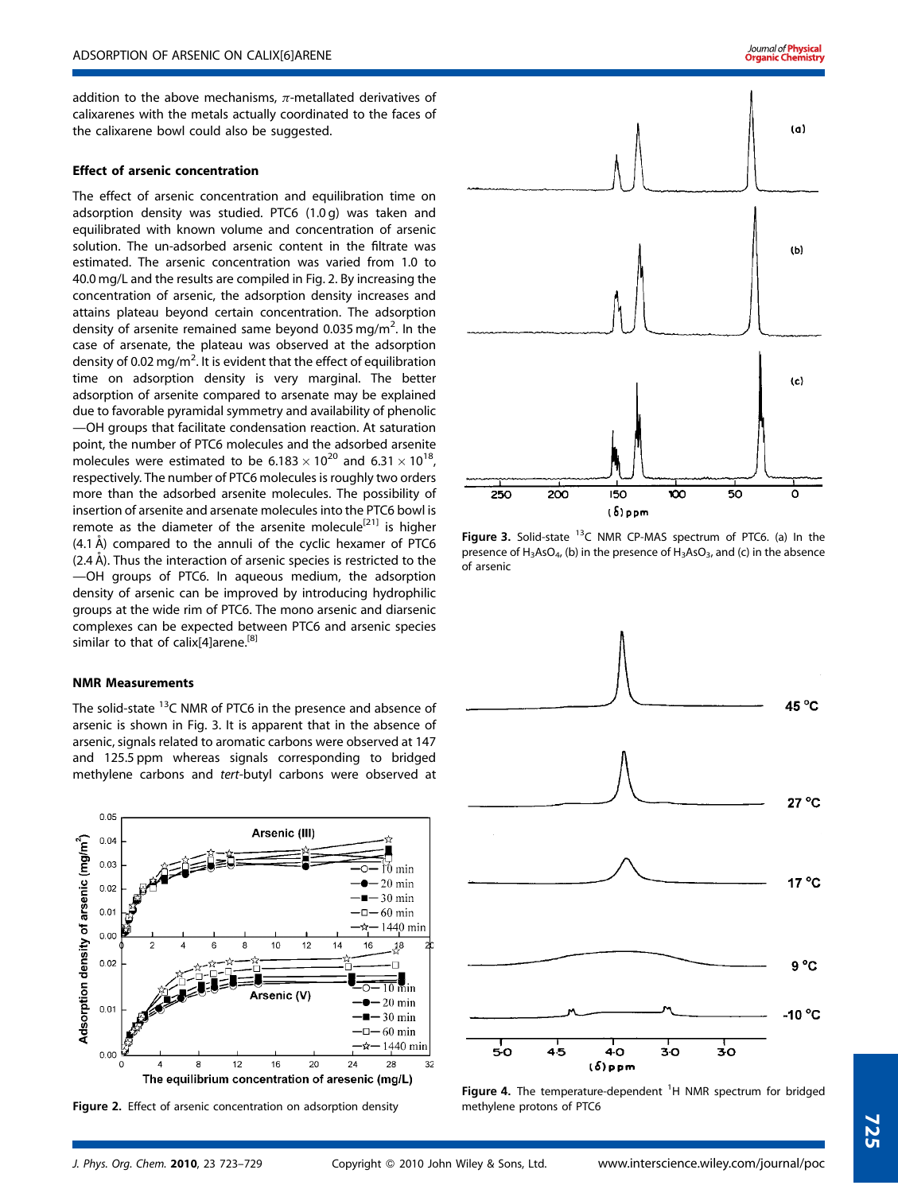addition to the above mechanisms, $\pi$-metallated derivatives of calixarenes with the metals actually coordinated to the faces of the calixarene bowl could also be suggested.

### Effect of arsenic concentration

The effect of arsenic concentration and equilibration time on adsorption density was studied. PTC6 (1.0 g) was taken and equilibrated with known volume and concentration of arsenic solution. The un-adsorbed arsenic content in the filtrate was estimated. The arsenic concentration was varied from 1.0 to 40.0 mg/L and the results are compiled in Fig. 2. By increasing the concentration of arsenic, the adsorption density increases and attains plateau beyond certain concentration. The adsorption density of arsenite remained same beyond 0.035 mg/m$^2$. In the case of arsenate, the plateau was observed at the adsorption density of 0.02 mg/m$^2$. It is evident that the effect of equilibration time on adsorption density is very marginal. The better adsorption of arsenite compared to arsenate may be explained due to favorable pyramidal symmetry and availability of phenolic —OH groups that facilitate condensation reaction. At saturation point, the number of PTC6 molecules and the adsorbed arsenite molecules were estimated to be $6.183 \times 10^{20}$ and $6.31 \times 10^{18}$, respectively. The number of PTC6 molecules is roughly two orders more than the adsorbed arsenite molecules. The possibility of insertion of arsenite and arsenate molecules into the PTC6 bowl is remote as the diameter of the arsenite molecule[21] is higher (4.1 Å) compared to the annuli of the cyclic hexamer of PTC6 (2.4 Å). Thus the interaction of arsenic species is restricted to the —OH groups of PTC6. In aqueous medium, the adsorption density of arsenic can be improved by introducing hydrophilic groups at the wide rim of PTC6. The mono arsenic and diarsenic complexes can be expected between PTC6 and arsenic species similar to that of calix[4]arene.[8]

### NMR Measurements

The solid-state $^{13}$C NMR of PTC6 in the presence and absence of arsenic is shown in Fig. 3. It is apparent that in the absence of arsenic, signals related to aromatic carbons were observed at 147 and 125.5 ppm whereas signals corresponding to bridged methylene carbons and *tert*-butyl carbons were observed at

**Figure 2.** Effect of arsenic concentration on adsorption density

**Figure 3.** Solid-state $^{13}$C NMR CP-MAS spectrum of PTC6. (a) In the presence of $H_3AsO_4$, (b) in the presence of $H_3AsO_3$, and (c) in the absence of arsenic

**Figure 4.** The temperature-dependent $^1$H NMR spectrum for bridged methylene protons of PTC6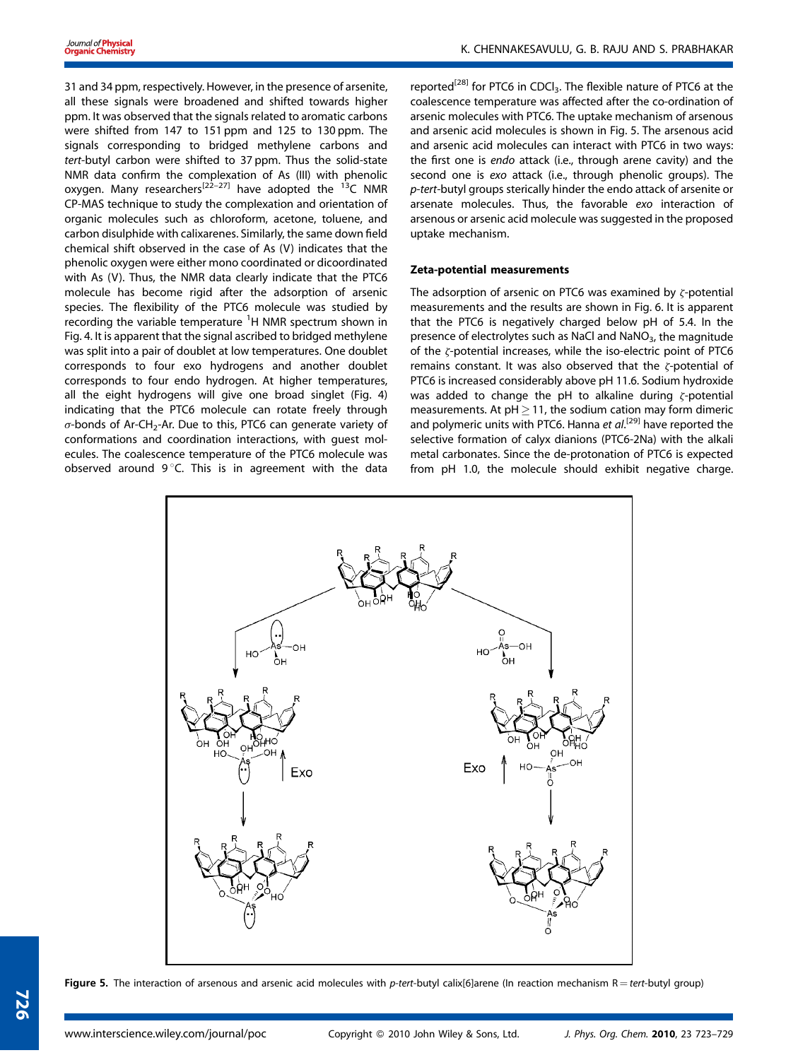31 and 34 ppm, respectively. However, in the presence of arsenite, all these signals were broadened and shifted towards higher ppm. It was observed that the signals related to aromatic carbons were shifted from 147 to 151 ppm and 125 to 130 ppm. The signals corresponding to bridged methylene carbons and *tert*-butyl carbon were shifted to 37 ppm. Thus the solid-state NMR data confirm the complexation of As (III) with phenolic oxygen. Many researchers[22–27] have adopted the $^{13}$C NMR CP-MAS technique to study the complexation and orientation of organic molecules such as chloroform, acetone, toluene, and carbon disulphide with calixarenes. Similarly, the same down field chemical shift observed in the case of As (V) indicates that the phenolic oxygen were either mono coordinated or dicoordinated with As (V). Thus, the NMR data clearly indicate that the PTC6 molecule has become rigid after the adsorption of arsenic species. The flexibility of the PTC6 molecule was studied by recording the variable temperature $^{1}$H NMR spectrum shown in Fig. 4. It is apparent that the signal ascribed to bridged methylene was split into a pair of doublet at low temperatures. One doublet corresponds to four exo hydrogens and another doublet corresponds to four endo hydrogen. At higher temperatures, all the eight hydrogens will give one broad singlet (Fig. 4) indicating that the PTC6 molecule can rotate freely through $\sigma$-bonds of Ar-$CH_2$-Ar. Due to this, PTC6 can generate variety of conformations and coordination interactions, with guest molecules. The coalescence temperature of the PTC6 molecule was observed around 9 °C. This is in agreement with the data reported[28] for PTC6 in $CDCl_3$. The flexible nature of PTC6 at the coalescence temperature was affected after the co-ordination of arsenic molecules with PTC6. The uptake mechanism of arsenous and arsenic acid molecules is shown in Fig. 5. The arsenous acid and arsenic acid molecules can interact with PTC6 in two ways: the first one is *endo* attack (i.e., through arene cavity) and the second one is *exo* attack (i.e., through phenolic groups). The *p-tert*-butyl groups sterically hinder the endo attack of arsenite or arsenate molecules. Thus, the favorable *exo* interaction of arsenous or arsenic acid molecule was suggested in the proposed uptake mechanism.

### Zeta-potential measurements

The adsorption of arsenic on PTC6 was examined by $\zeta$-potential measurements and the results are shown in Fig. 6. It is apparent that the PTC6 is negatively charged below pH of 5.4. In the presence of electrolytes such as NaCl and $NaNO_3$, the magnitude of the $\zeta$-potential increases, while the iso-electric point of PTC6 remains constant. It was also observed that the $\zeta$-potential of PTC6 is increased considerably above pH 11.6. Sodium hydroxide was added to change the pH to alkaline during $\zeta$-potential measurements. At pH $\geq$ 11, the sodium cation may form dimeric and polymeric units with PTC6. Hanna *et al.*[29] have reported the selective formation of calyx dianions (PTC6-2Na) with the alkali metal carbonates. Since the de-protonation of PTC6 is expected from pH 1.0, the molecule should exhibit negative charge.

**Figure 5.** The interaction of arsenous and arsenic acid molecules with *p-tert*-butyl calix[6]arene (In reaction mechanism R = *tert*-butyl group)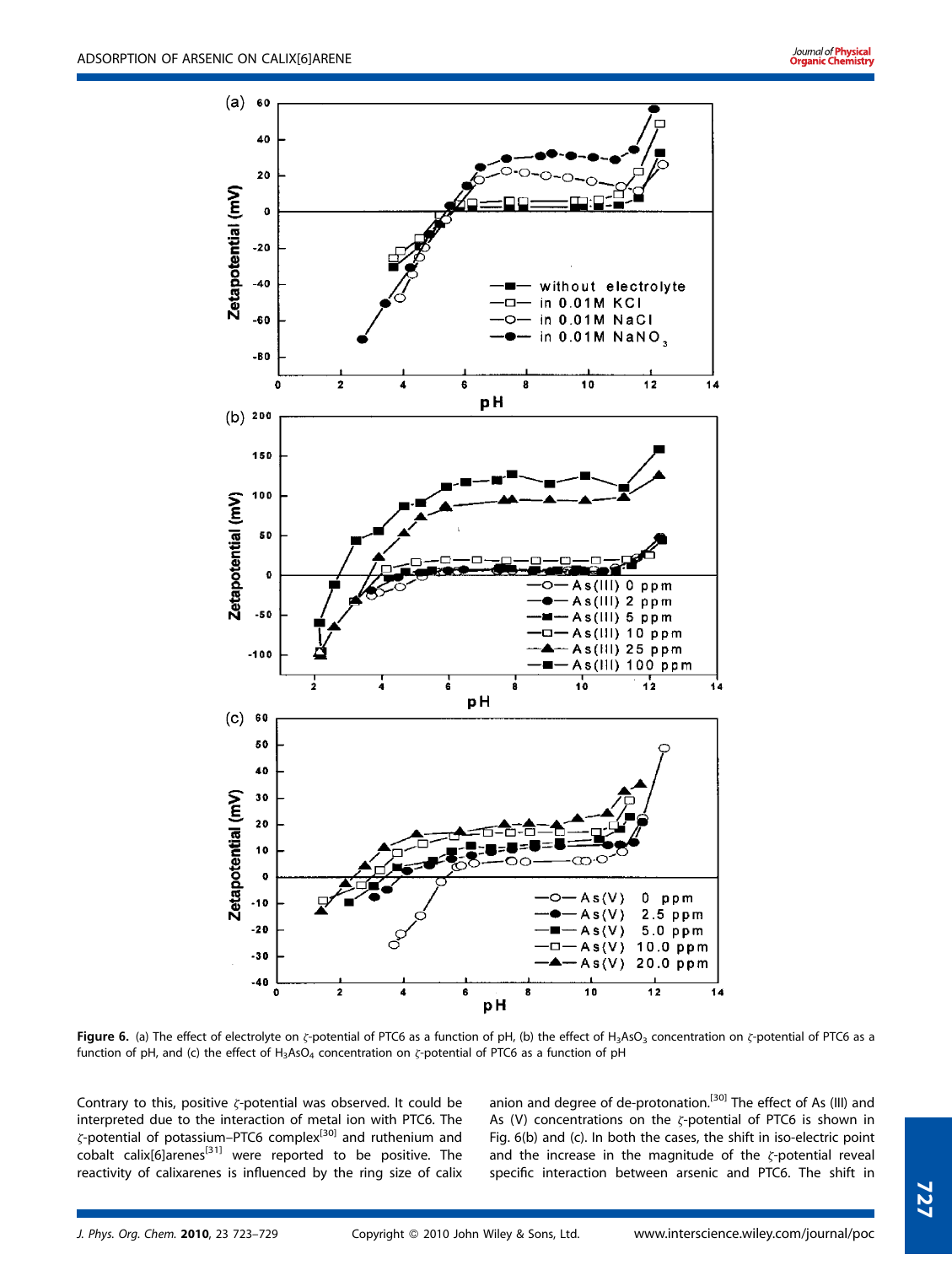**Figure 6.** (a) The effect of electrolyte on ζ-potential of PTC6 as a function of pH, (b) the effect of $H_3AsO_3$ concentration on ζ-potential of PTC6 as a function of pH, and (c) the effect of $H_3AsO_4$ concentration on ζ-potential of PTC6 as a function of pH

Contrary to this, positive ζ-potential was observed. It could be interpreted due to the interaction of metal ion with PTC6. The ζ-potential of potassium–PTC6 complex[30] and ruthenium and cobalt calix[6]arenes[31] were reported to be positive. The reactivity of calixarenes is influenced by the ring size of calix anion and degree of de-protonation.[30] The effect of As (III) and As (V) concentrations on the ζ-potential of PTC6 is shown in Fig. 6(b) and (c). In both the cases, the shift in iso-electric point and the increase in the magnitude of the ζ-potential reveal specific interaction between arsenic and PTC6. The shift in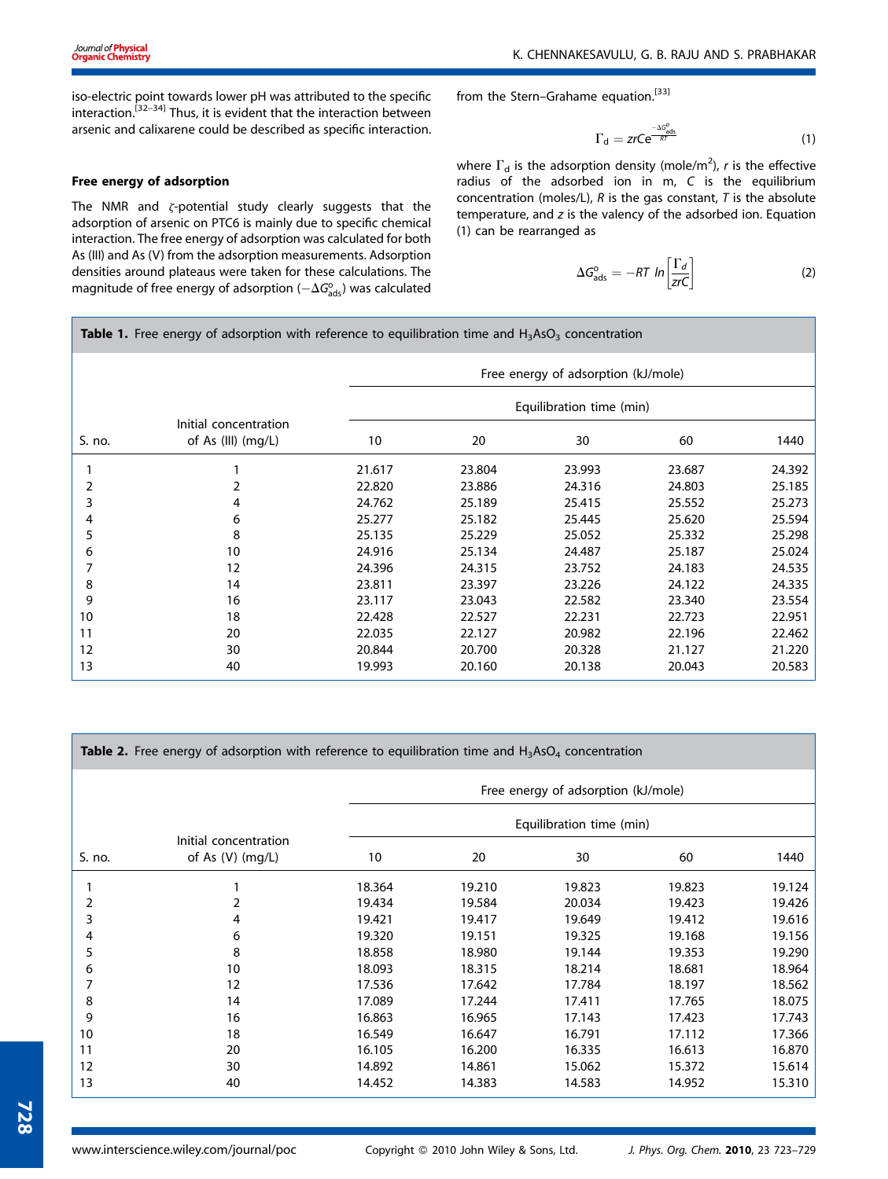iso-electric point towards lower pH was attributed to the specific interaction.[32–34] Thus, it is evident that the interaction between arsenic and calixarene could be described as specific interaction.

### Free energy of adsorption

The NMR and ζ-potential study clearly suggests that the adsorption of arsenic on PTC6 is mainly due to specific chemical interaction. The free energy of adsorption was calculated for both As (III) and As (V) from the adsorption measurements. Adsorption densities around plateaus were taken for these calculations. The magnitude of free energy of adsorption ($-\Delta G^{o}_{ads}$) was calculated from the Stern–Grahame equation.[33]

$$\Gamma_d = zrCe^{\frac{-\Delta G^{o}_{ads}}{RT}} \quad (1)$$

where $\Gamma_d$ is the adsorption density (mole/m$^2$), $r$ is the effective radius of the adsorbed ion in m, $C$ is the equilibrium concentration (moles/L), $R$ is the gas constant, $T$ is the absolute temperature, and $z$ is the valency of the adsorbed ion. Equation (1) can be rearranged as

$$\Delta G^{o}_{ads} = -RT\ ln\left[\frac{\Gamma_d}{zrC}\right] \quad (2)$$

**Table 1.** Free energy of adsorption with reference to equilibration time and $H_3AsO_3$ concentration

| | | Free energy of adsorption (kJ/mole) | | | | |
|---|---|---|---|---|---|---|
| | | Equilibration time (min) | | | | |
| S. no. | Initial concentration of As (III) (mg/L) | 10 | 20 | 30 | 60 | 1440 |
| 1 | 1 | 21.617 | 23.804 | 23.993 | 23.687 | 24.392 |
| 2 | 2 | 22.820 | 23.886 | 24.316 | 24.803 | 25.185 |
| 3 | 4 | 24.762 | 25.189 | 25.415 | 25.552 | 25.273 |
| 4 | 6 | 25.277 | 25.182 | 25.445 | 25.620 | 25.594 |
| 5 | 8 | 25.135 | 25.229 | 25.052 | 25.332 | 25.298 |
| 6 | 10 | 24.916 | 25.134 | 24.487 | 25.187 | 25.024 |
| 7 | 12 | 24.396 | 24.315 | 23.752 | 24.183 | 24.535 |
| 8 | 14 | 23.811 | 23.397 | 23.226 | 24.122 | 24.335 |
| 9 | 16 | 23.117 | 23.043 | 22.582 | 23.340 | 23.554 |
| 10 | 18 | 22.428 | 22.527 | 22.231 | 22.723 | 22.951 |
| 11 | 20 | 22.035 | 22.127 | 20.982 | 22.196 | 22.462 |
| 12 | 30 | 20.844 | 20.700 | 20.328 | 21.127 | 21.220 |
| 13 | 40 | 19.993 | 20.160 | 20.138 | 20.043 | 20.583 |

**Table 2.** Free energy of adsorption with reference to equilibration time and $H_3AsO_4$ concentration

| | | Free energy of adsorption (kJ/mole) | | | | |
|---|---|---|---|---|---|---|
| | | Equilibration time (min) | | | | |
| S. no. | Initial concentration of As (V) (mg/L) | 10 | 20 | 30 | 60 | 1440 |
| 1 | 1 | 18.364 | 19.210 | 19.823 | 19.823 | 19.124 |
| 2 | 2 | 19.434 | 19.584 | 20.034 | 19.423 | 19.426 |
| 3 | 4 | 19.421 | 19.417 | 19.649 | 19.412 | 19.616 |
| 4 | 6 | 19.320 | 19.151 | 19.325 | 19.168 | 19.156 |
| 5 | 8 | 18.858 | 18.980 | 19.144 | 19.353 | 19.290 |
| 6 | 10 | 18.093 | 18.315 | 18.214 | 18.681 | 18.964 |
| 7 | 12 | 17.536 | 17.642 | 17.784 | 18.197 | 18.562 |
| 8 | 14 | 17.089 | 17.244 | 17.411 | 17.765 | 18.075 |
| 9 | 16 | 16.863 | 16.965 | 17.143 | 17.423 | 17.743 |
| 10 | 18 | 16.549 | 16.647 | 16.791 | 17.112 | 17.366 |
| 11 | 20 | 16.105 | 16.200 | 16.335 | 16.613 | 16.870 |
| 12 | 30 | 14.892 | 14.861 | 15.062 | 15.372 | 15.614 |
| 13 | 40 | 14.452 | 14.383 | 14.583 | 14.952 | 15.310 |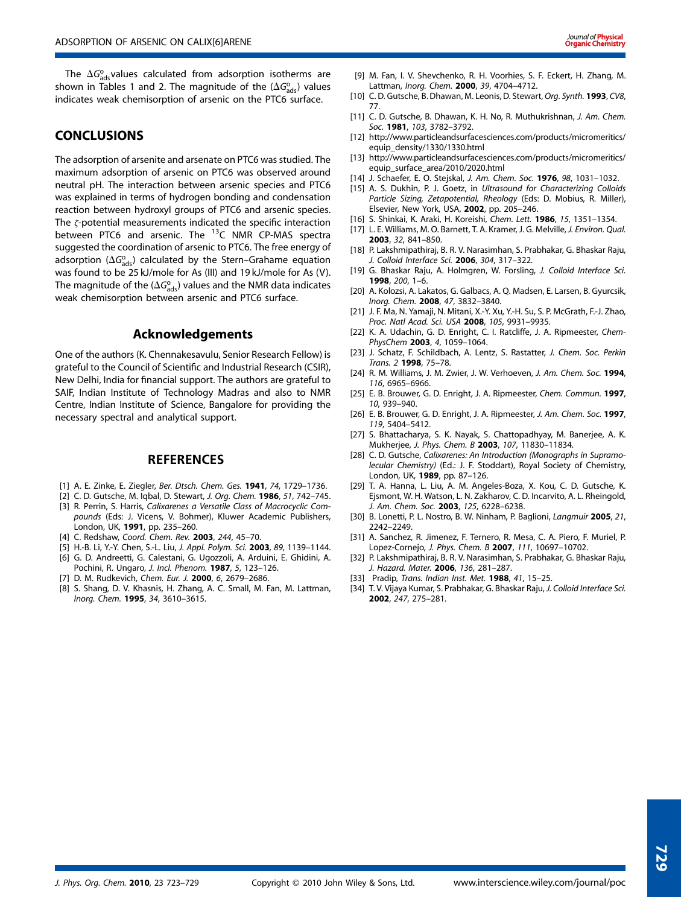The $\Delta G^{o}_{ads}$ values calculated from adsorption isotherms are shown in Tables 1 and 2. The magnitude of the ($\Delta G^{o}_{ads}$) values indicates weak chemisorption of arsenic on the PTC6 surface.

## CONCLUSIONS

The adsorption of arsenite and arsenate on PTC6 was studied. The maximum adsorption of arsenic on PTC6 was observed around neutral pH. The interaction between arsenic species and PTC6 was explained in terms of hydrogen bonding and condensation reaction between hydroxyl groups of PTC6 and arsenic species. The $\zeta$-potential measurements indicated the specific interaction between PTC6 and arsenic. The $^{13}$C NMR CP-MAS spectra suggested the coordination of arsenic to PTC6. The free energy of adsorption ($\Delta G^{o}_{ads}$) calculated by the Stern–Grahame equation was found to be 25 kJ/mole for As (III) and 19 kJ/mole for As (V). The magnitude of the ($\Delta G^{o}_{ads}$) values and the NMR data indicates weak chemisorption between arsenic and PTC6 surface.

## Acknowledgements

One of the authors (K. Chennakesavulu, Senior Research Fellow) is grateful to the Council of Scientific and Industrial Research (CSIR), New Delhi, India for financial support. The authors are grateful to SAIF, Indian Institute of Technology Madras and also to NMR Centre, Indian Institute of Science, Bangalore for providing the necessary spectral and analytical support.

## REFERENCES

[1] A. E. Zinke, E. Ziegler, *Ber. Dtsch. Chem. Ges.* **1941**, *74*, 1729–1736.
[2] C. D. Gutsche, M. Iqbal, D. Stewart, *J. Org. Chem.* **1986**, *51*, 742–745.
[3] R. Perrin, S. Harris, *Calixarenes a Versatile Class of Macrocyclic Compounds* (Eds: J. Vicens, V. Bohmer), Kluwer Academic Publishers, London, UK, **1991**, pp. 235–260.
[4] C. Redshaw, *Coord. Chem. Rev.* **2003**, *244*, 45–70.
[5] H.-B. Li, Y.-Y. Chen, S.-L. Liu, *J. Appl. Polym. Sci.* **2003**, *89*, 1139–1144.
[6] G. D. Andreetti, G. Calestani, G. Ugozzoli, A. Arduini, E. Ghidini, A. Pochini, R. Ungaro, *J. Incl. Phenom.* **1987**, *5*, 123–126.
[7] D. M. Rudkevich, *Chem. Eur. J.* **2000**, *6*, 2679–2686.
[8] S. Shang, D. V. Khasnis, H. Zhang, A. C. Small, M. Fan, M. Lattman, *Inorg. Chem.* **1995**, *34*, 3610–3615.
[9] M. Fan, I. V. Shevchenko, R. H. Voorhies, S. F. Eckert, H. Zhang, M. Lattman, *Inorg. Chem.* **2000**, *39*, 4704–4712.
[10] C. D. Gutsche, B. Dhawan, M. Leonis, D. Stewart, *Org. Synth.* **1993**, *CV8*, 77.
[11] C. D. Gutsche, B. Dhawan, K. H. No, R. Muthukrishnan, *J. Am. Chem. Soc.* **1981**, *103*, 3782–3792.
[12] http://www.particleandsurfacesciences.com/products/micromeritics/equip_density/1330/1330.html
[13] http://www.particleandsurfacesciences.com/products/micromeritics/equip_surface_area/2010/2020.html
[14] J. Schaefer, E. O. Stejskal, *J. Am. Chem. Soc.* **1976**, *98*, 1031–1032.
[15] A. S. Dukhin, P. J. Goetz, in *Ultrasound for Characterizing Colloids Particle Sizing, Zetapotential, Rheology* (Eds: D. Mobius, R. Miller), Elsevier, New York, USA, **2002**, pp. 205–246.
[16] S. Shinkai, K. Araki, H. Koreishi, *Chem. Lett.* **1986**, *15*, 1351–1354.
[17] L. E. Williams, M. O. Barnett, T. A. Kramer, J. G. Melville, *J. Environ. Qual.* **2003**, *32*, 841–850.
[18] P. Lakshmipathiraj, B. R. V. Narasimhan, S. Prabhakar, G. Bhaskar Raju, *J. Colloid Interface Sci.* **2006**, *304*, 317–322.
[19] G. Bhaskar Raju, A. Holmgren, W. Forsling, *J. Colloid Interface Sci.* **1998**, *200*, 1–6.
[20] A. Kolozsi, A. Lakatos, G. Galbacs, A. Q. Madsen, E. Larsen, B. Gyurcsik, *Inorg. Chem.* **2008**, *47*, 3832–3840.
[21] J. F. Ma, N. Yamaji, N. Mitani, X.-Y. Xu, Y.-H. Su, S. P. McGrath, F.-J. Zhao, *Proc. Natl Acad. Sci. USA* **2008**, *105*, 9931–9935.
[22] K. A. Udachin, G. D. Enright, C. I. Ratcliffe, J. A. Ripmeester, *ChemPhysChem* **2003**, *4*, 1059–1064.
[23] J. Schatz, F. Schildbach, A. Lentz, S. Rastatter, *J. Chem. Soc. Perkin Trans. 2* **1998**, 75–78.
[24] R. M. Williams, J. M. Zwier, J. W. Verhoeven, *J. Am. Chem. Soc.* **1994**, *116*, 6965–6966.
[25] E. B. Brouwer, G. D. Enright, J. A. Ripmeester, *Chem. Commun.* **1997**, *10*, 939–940.
[26] E. B. Brouwer, G. D. Enright, J. A. Ripmeester, *J. Am. Chem. Soc.* **1997**, *119*, 5404–5412.
[27] S. Bhattacharya, S. K. Nayak, S. Chattopadhyay, M. Banerjee, A. K. Mukherjee, *J. Phys. Chem. B* **2003**, *107*, 11830–11834.
[28] C. D. Gutsche, *Calixarenes: An Introduction (Monographs in Supramolecular Chemistry)* (Ed.: J. F. Stoddart), Royal Society of Chemistry, London, UK, **1989**, pp. 87–126.
[29] T. A. Hanna, L. Liu, A. M. Angeles-Boza, X. Kou, C. D. Gutsche, K. Ejsmont, W. H. Watson, L. N. Zakharov, C. D. Incarvito, A. L. Rheingold, *J. Am. Chem. Soc.* **2003**, *125*, 6228–6238.
[30] B. Lonetti, P. L. Nostro, B. W. Ninham, P. Baglioni, *Langmuir* **2005**, *21*, 2242–2249.
[31] A. Sanchez, R. Jimenez, F. Ternero, R. Mesa, C. A. Piero, F. Muriel, P. Lopez-Cornejo, *J. Phys. Chem. B* **2007**, *111*, 10697–10702.
[32] P. Lakshmipathiraj, B. R. V. Narasimhan, S. Prabhakar, G. Bhaskar Raju, *J. Hazard. Mater.* **2006**, *136*, 281–287.
[33] Pradip, *Trans. Indian Inst. Met.* **1988**, *41*, 15–25.
[34] T. V. Vijaya Kumar, S. Prabhakar, G. Bhaskar Raju, *J. Colloid Interface Sci.* **2002**, *247*, 275–281.